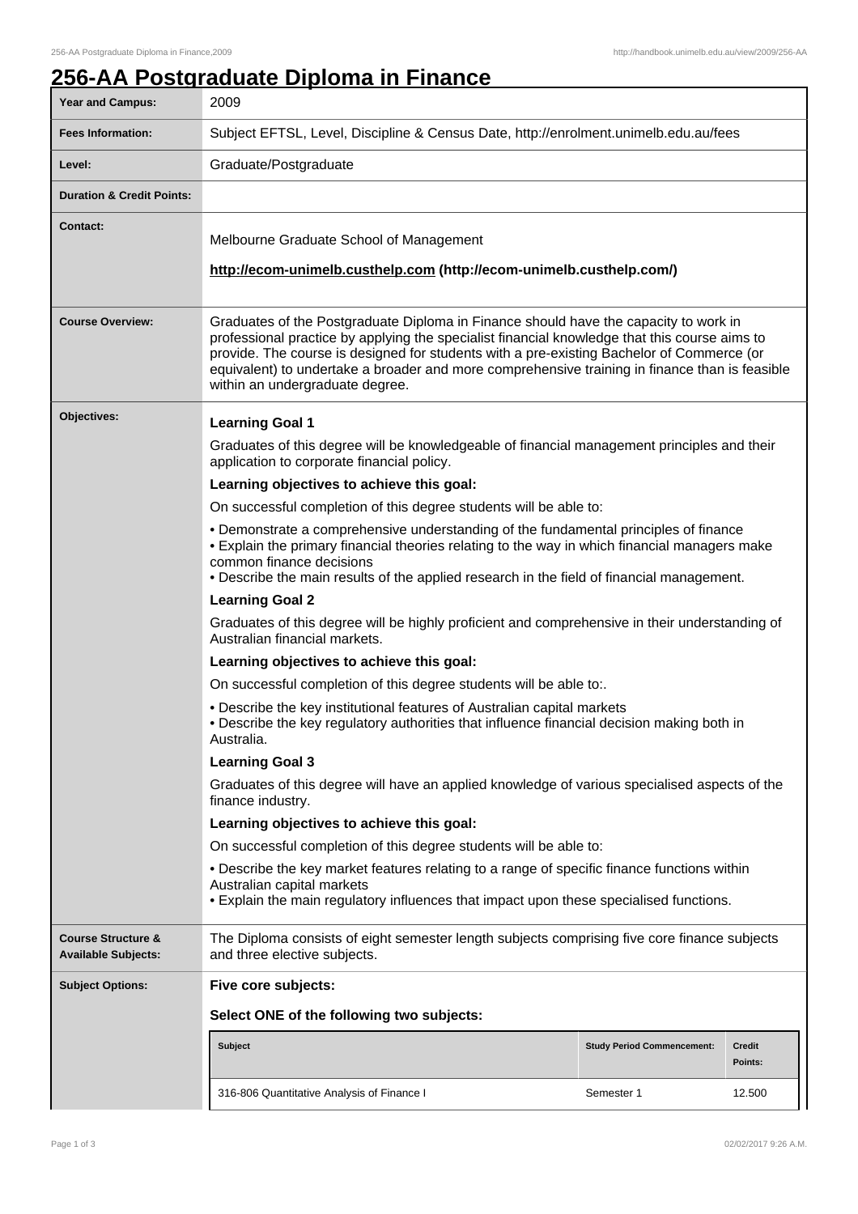# 256-AA Postgraduate Diploma in Finance

| Year and Campus: | 2009 |
| --- | --- |
| Fees Information: | Subject EFTSL, Level, Discipline & Census Date, http://enrolment.unimelb.edu.au/fees |
| Level: | Graduate/Postgraduate |
| Duration & Credit Points: | |
| Contact: | Melbourne Graduate School of Management<br><br>**http://ecom-unimelb.custhelp.com (http://ecom-unimelb.custhelp.com/)** |
| Course Overview: | Graduates of the Postgraduate Diploma in Finance should have the capacity to work in professional practice by applying the specialist financial knowledge that this course aims to provide. The course is designed for students with a pre-existing Bachelor of Commerce (or equivalent) to undertake a broader and more comprehensive training in finance than is feasible within an undergraduate degree. |
| Objectives: | **Learning Goal 1**<br><br>Graduates of this degree will be knowledgeable of financial management principles and their application to corporate financial policy.<br><br>**Learning objectives to achieve this goal:**<br><br>On successful completion of this degree students will be able to:<br><br>• Demonstrate a comprehensive understanding of the fundamental principles of finance<br>• Explain the primary financial theories relating to the way in which financial managers make common finance decisions<br>• Describe the main results of the applied research in the field of financial management.<br><br>**Learning Goal 2**<br><br>Graduates of this degree will be highly proficient and comprehensive in their understanding of Australian financial markets.<br><br>**Learning objectives to achieve this goal:**<br><br>On successful completion of this degree students will be able to:.<br><br>• Describe the key institutional features of Australian capital markets<br>• Describe the key regulatory authorities that influence financial decision making both in Australia.<br><br>**Learning Goal 3**<br><br>Graduates of this degree will have an applied knowledge of various specialised aspects of the finance industry.<br><br>**Learning objectives to achieve this goal:**<br><br>On successful completion of this degree students will be able to:<br><br>• Describe the key market features relating to a range of specific finance functions within Australian capital markets<br>• Explain the main regulatory influences that impact upon these specialised functions. |
| Course Structure & Available Subjects: | The Diploma consists of eight semester length subjects comprising five core finance subjects and three elective subjects. |
| Subject Options: | **Five core subjects:**<br><br>**Select ONE of the following two subjects:** |

| Subject | Study Period Commencement: | Credit Points: |
| --- | --- | --- |
| 316-806 Quantitative Analysis of Finance I | Semester 1 | 12.500 |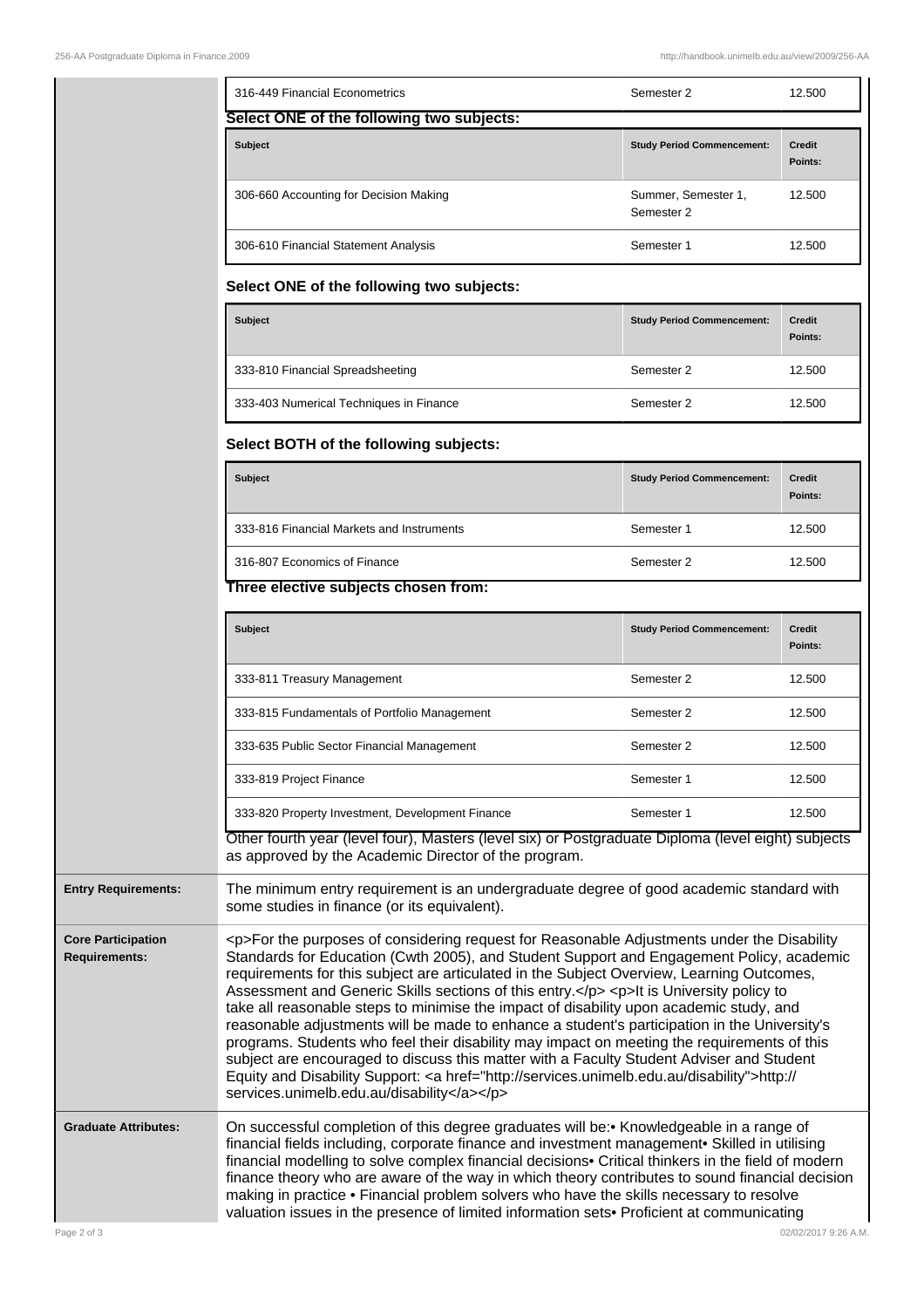| | | |
|---|---|---|
| 316-449 Financial Econometrics | Semester 2 | 12.500 |

**Select ONE of the following two subjects:**

| Subject | Study Period Commencement: | Credit Points: |
|---|---|---|
| 306-660 Accounting for Decision Making | Summer, Semester 1, Semester 2 | 12.500 |
| 306-610 Financial Statement Analysis | Semester 1 | 12.500 |

**Select ONE of the following two subjects:**

| Subject | Study Period Commencement: | Credit Points: |
|---|---|---|
| 333-810 Financial Spreadsheeting | Semester 2 | 12.500 |
| 333-403 Numerical Techniques in Finance | Semester 2 | 12.500 |

**Select BOTH of the following subjects:**

| Subject | Study Period Commencement: | Credit Points: |
|---|---|---|
| 333-816 Financial Markets and Instruments | Semester 1 | 12.500 |
| 316-807 Economics of Finance | Semester 2 | 12.500 |

**Three elective subjects chosen from:**

| Subject | Study Period Commencement: | Credit Points: |
|---|---|---|
| 333-811 Treasury Management | Semester 2 | 12.500 |
| 333-815 Fundamentals of Portfolio Management | Semester 2 | 12.500 |
| 333-635 Public Sector Financial Management | Semester 2 | 12.500 |
| 333-819 Project Finance | Semester 1 | 12.500 |
| 333-820 Property Investment, Development Finance | Semester 1 | 12.500 |

Other fourth year (level four), Masters (level six) or Postgraduate Diploma (level eight) subjects as approved by the Academic Director of the program.

**Entry Requirements:** The minimum entry requirement is an undergraduate degree of good academic standard with some studies in finance (or its equivalent).

**Core Participation Requirements:** <p>For the purposes of considering request for Reasonable Adjustments under the Disability Standards for Education (Cwth 2005), and Student Support and Engagement Policy, academic requirements for this subject are articulated in the Subject Overview, Learning Outcomes, Assessment and Generic Skills sections of this entry.</p> <p>It is University policy to take all reasonable steps to minimise the impact of disability upon academic study, and reasonable adjustments will be made to enhance a student's participation in the University's programs. Students who feel their disability may impact on meeting the requirements of this subject are encouraged to discuss this matter with a Faculty Student Adviser and Student Equity and Disability Support: <a href="http://services.unimelb.edu.au/disability">http://services.unimelb.edu.au/disability</a></p>

**Graduate Attributes:** On successful completion of this degree graduates will be:• Knowledgeable in a range of financial fields including, corporate finance and investment management• Skilled in utilising financial modelling to solve complex financial decisions• Critical thinkers in the field of modern finance theory who are aware of the way in which theory contributes to sound financial decision making in practice • Financial problem solvers who have the skills necessary to resolve valuation issues in the presence of limited information sets• Proficient at communicating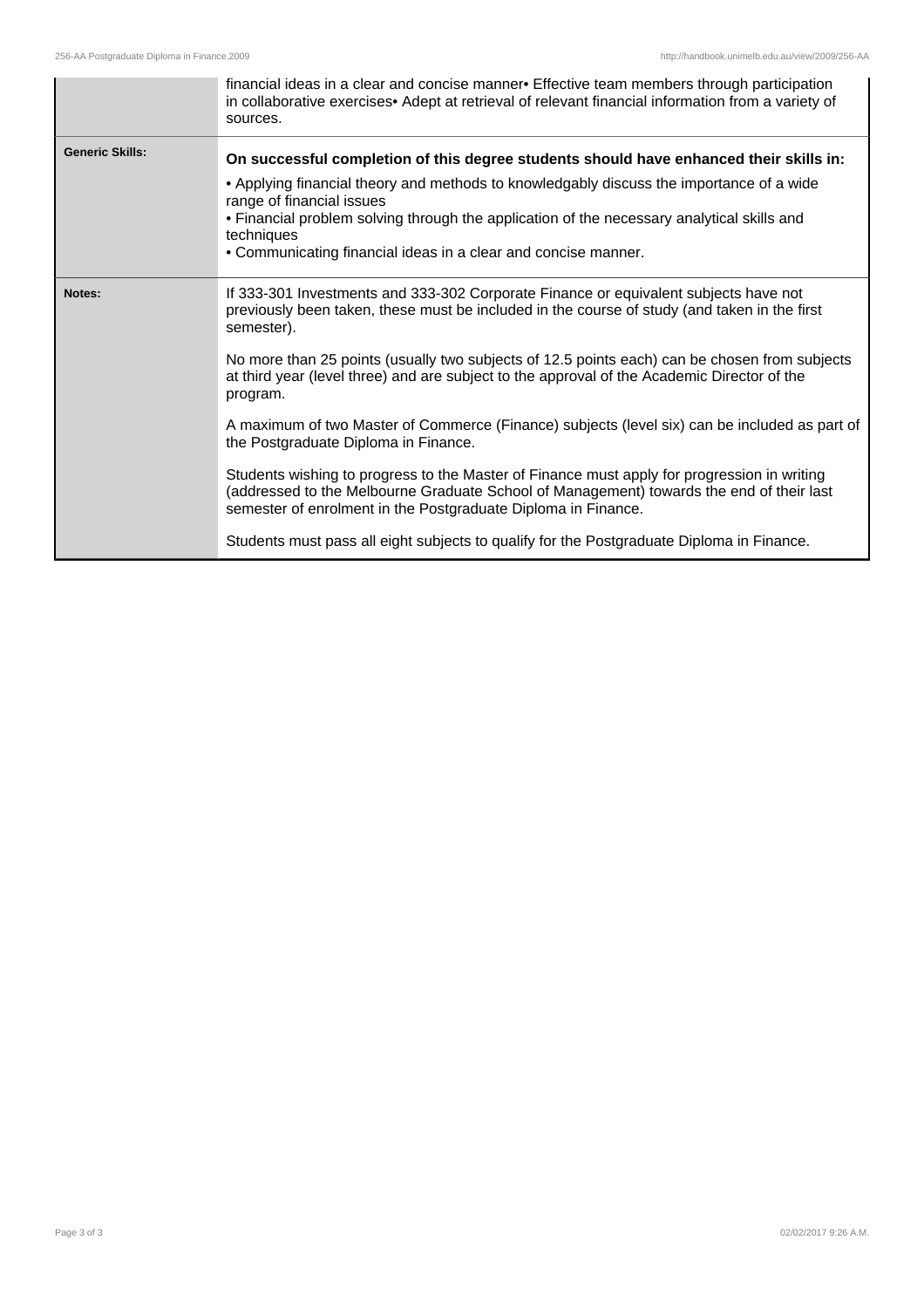| | |
|---|---|
| | financial ideas in a clear and concise manner• Effective team members through participation in collaborative exercises• Adept at retrieval of relevant financial information from a variety of sources. |
| **Generic Skills:** | **On successful completion of this degree students should have enhanced their skills in:**<br><br>• Applying financial theory and methods to knowledgably discuss the importance of a wide range of financial issues<br>• Financial problem solving through the application of the necessary analytical skills and techniques<br>• Communicating financial ideas in a clear and concise manner. |
| **Notes:** | If 333-301 Investments and 333-302 Corporate Finance or equivalent subjects have not previously been taken, these must be included in the course of study (and taken in the first semester).<br><br>No more than 25 points (usually two subjects of 12.5 points each) can be chosen from subjects at third year (level three) and are subject to the approval of the Academic Director of the program.<br><br>A maximum of two Master of Commerce (Finance) subjects (level six) can be included as part of the Postgraduate Diploma in Finance.<br><br>Students wishing to progress to the Master of Finance must apply for progression in writing (addressed to the Melbourne Graduate School of Management) towards the end of their last semester of enrolment in the Postgraduate Diploma in Finance.<br><br>Students must pass all eight subjects to qualify for the Postgraduate Diploma in Finance. |